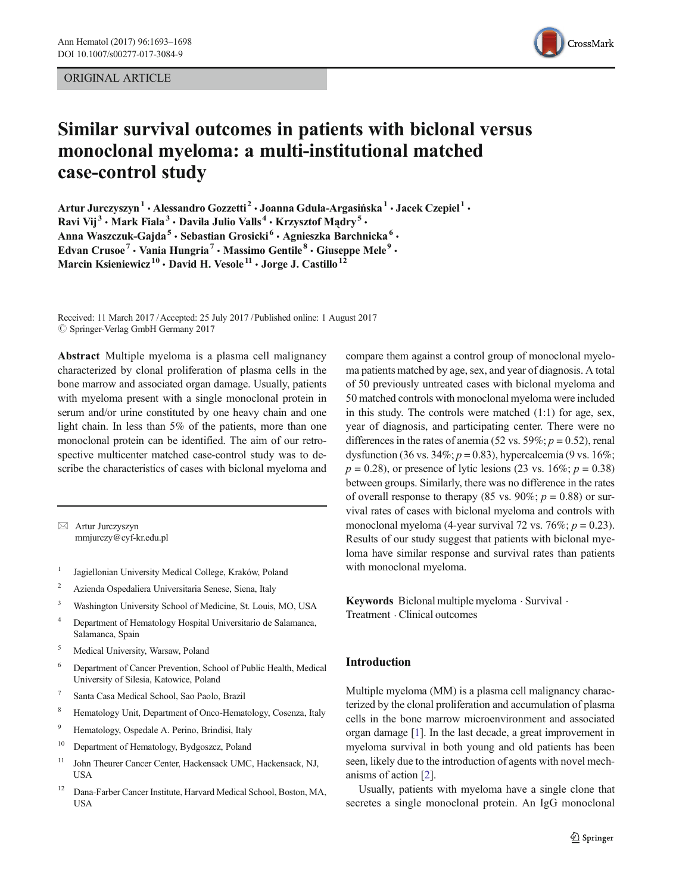ORIGINAL ARTICLE

# Similar survival outcomes in patients with biclonal versus monoclonal myeloma: a multi-institutional matched case-control study

**Artur Jurczyszyn[1] · Alessandro Gozzetti[2] · Joanna Gdula-Argasińska[1] · Jacek Czepiel[1] · Ravi Vij[3] · Mark Fiala[3] · Davila Julio Valls[4] · Krzysztof Mądry[5] · Anna Waszczuk-Gajda[5] · Sebastian Grosicki[6] · Agnieszka Barchnicka[6] · Edvan Crusoe[7] · Vania Hungria[7] · Massimo Gentile[8] · Giuseppe Mele[9] · Marcin Ksieniewicz[10] · David H. Vesole[11] · Jorge J. Castillo[12]**

Received: 11 March 2017 / Accepted: 25 July 2017 / Published online: 1 August 2017
© Springer-Verlag GmbH Germany 2017

**Abstract** Multiple myeloma is a plasma cell malignancy characterized by clonal proliferation of plasma cells in the bone marrow and associated organ damage. Usually, patients with myeloma present with a single monoclonal protein in serum and/or urine constituted by one heavy chain and one light chain. In less than 5% of the patients, more than one monoclonal protein can be identified. The aim of our retrospective multicenter matched case-control study was to describe the characteristics of cases with biclonal myeloma and compare them against a control group of monoclonal myeloma patients matched by age, sex, and year of diagnosis. A total of 50 previously untreated cases with biclonal myeloma and 50 matched controls with monoclonal myeloma were included in this study. The controls were matched (1:1) for age, sex, year of diagnosis, and participating center. There were no differences in the rates of anemia (52 vs. 59%; $p = 0.52$), renal dysfunction (36 vs. 34%; $p = 0.83$), hypercalcemia (9 vs. 16%; $p = 0.28$), or presence of lytic lesions (23 vs. 16%; $p = 0.38$) between groups. Similarly, there was no difference in the rates of overall response to therapy (85 vs. 90%; $p = 0.88$) or survival rates of cases with biclonal myeloma and controls with monoclonal myeloma (4-year survival 72 vs. 76%; $p = 0.23$). Results of our study suggest that patients with biclonal myeloma have similar response and survival rates than patients with monoclonal myeloma.

**Keywords** Biclonal multiple myeloma · Survival · Treatment · Clinical outcomes

✉ Artur Jurczyszyn
mmjurczy@cyf-kr.edu.pl

1. Jagiellonian University Medical College, Kraków, Poland
2. Azienda Ospedaliera Universitaria Senese, Siena, Italy
3. Washington University School of Medicine, St. Louis, MO, USA
4. Department of Hematology Hospital Universitario de Salamanca, Salamanca, Spain
5. Medical University, Warsaw, Poland
6. Department of Cancer Prevention, School of Public Health, Medical University of Silesia, Katowice, Poland
7. Santa Casa Medical School, Sao Paolo, Brazil
8. Hematology Unit, Department of Onco-Hematology, Cosenza, Italy
9. Hematology, Ospedale A. Perino, Brindisi, Italy
10. Department of Hematology, Bydgoszcz, Poland
11. John Theurer Cancer Center, Hackensack UMC, Hackensack, NJ, USA
12. Dana-Farber Cancer Institute, Harvard Medical School, Boston, MA, USA

## Introduction

Multiple myeloma (MM) is a plasma cell malignancy characterized by the clonal proliferation and accumulation of plasma cells in the bone marrow microenvironment and associated organ damage [1]. In the last decade, a great improvement in myeloma survival in both young and old patients has been seen, likely due to the introduction of agents with novel mechanisms of action [2].

Usually, patients with myeloma have a single clone that secretes a single monoclonal protein. An IgG monoclonal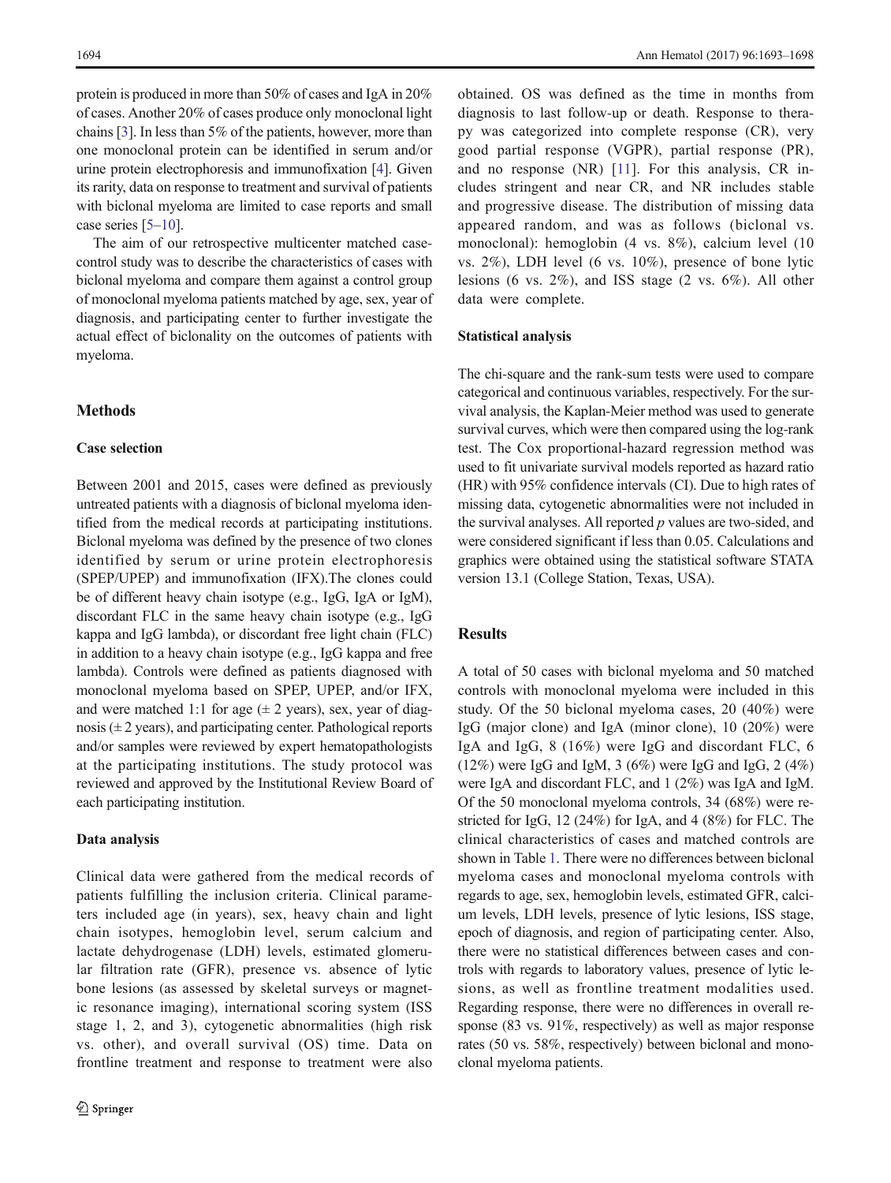protein is produced in more than 50% of cases and IgA in 20% of cases. Another 20% of cases produce only monoclonal light chains [3]. In less than 5% of the patients, however, more than one monoclonal protein can be identified in serum and/or urine protein electrophoresis and immunofixation [4]. Given its rarity, data on response to treatment and survival of patients with biclonal myeloma are limited to case reports and small case series [5–10].

The aim of our retrospective multicenter matched case-control study was to describe the characteristics of cases with biclonal myeloma and compare them against a control group of monoclonal myeloma patients matched by age, sex, year of diagnosis, and participating center to further investigate the actual effect of biclonality on the outcomes of patients with myeloma.

## Methods

### Case selection

Between 2001 and 2015, cases were defined as previously untreated patients with a diagnosis of biclonal myeloma identified from the medical records at participating institutions. Biclonal myeloma was defined by the presence of two clones identified by serum or urine protein electrophoresis (SPEP/UPEP) and immunofixation (IFX).The clones could be of different heavy chain isotype (e.g., IgG, IgA or IgM), discordant FLC in the same heavy chain isotype (e.g., IgG kappa and IgG lambda), or discordant free light chain (FLC) in addition to a heavy chain isotype (e.g., IgG kappa and free lambda). Controls were defined as patients diagnosed with monoclonal myeloma based on SPEP, UPEP, and/or IFX, and were matched 1:1 for age (± 2 years), sex, year of diagnosis (± 2 years), and participating center. Pathological reports and/or samples were reviewed by expert hematopathologists at the participating institutions. The study protocol was reviewed and approved by the Institutional Review Board of each participating institution.

### Data analysis

Clinical data were gathered from the medical records of patients fulfilling the inclusion criteria. Clinical parameters included age (in years), sex, heavy chain and light chain isotypes, hemoglobin level, serum calcium and lactate dehydrogenase (LDH) levels, estimated glomerular filtration rate (GFR), presence vs. absence of lytic bone lesions (as assessed by skeletal surveys or magnetic resonance imaging), international scoring system (ISS stage 1, 2, and 3), cytogenetic abnormalities (high risk vs. other), and overall survival (OS) time. Data on frontline treatment and response to treatment were also obtained. OS was defined as the time in months from diagnosis to last follow-up or death. Response to therapy was categorized into complete response (CR), very good partial response (VGPR), partial response (PR), and no response (NR) [11]. For this analysis, CR includes stringent and near CR, and NR includes stable and progressive disease. The distribution of missing data appeared random, and was as follows (biclonal vs. monoclonal): hemoglobin (4 vs. 8%), calcium level (10 vs. 2%), LDH level (6 vs. 10%), presence of bone lytic lesions (6 vs. 2%), and ISS stage (2 vs. 6%). All other data were complete.

### Statistical analysis

The chi-square and the rank-sum tests were used to compare categorical and continuous variables, respectively. For the survival analysis, the Kaplan-Meier method was used to generate survival curves, which were then compared using the log-rank test. The Cox proportional-hazard regression method was used to fit univariate survival models reported as hazard ratio (HR) with 95% confidence intervals (CI). Due to high rates of missing data, cytogenetic abnormalities were not included in the survival analyses. All reported $p$ values are two-sided, and were considered significant if less than 0.05. Calculations and graphics were obtained using the statistical software STATA version 13.1 (College Station, Texas, USA).

## Results

A total of 50 cases with biclonal myeloma and 50 matched controls with monoclonal myeloma were included in this study. Of the 50 biclonal myeloma cases, 20 (40%) were IgG (major clone) and IgA (minor clone), 10 (20%) were IgA and IgG, 8 (16%) were IgG and discordant FLC, 6 (12%) were IgG and IgM, 3 (6%) were IgG and IgG, 2 (4%) were IgA and discordant FLC, and 1 (2%) was IgA and IgM. Of the 50 monoclonal myeloma controls, 34 (68%) were restricted for IgG, 12 (24%) for IgA, and 4 (8%) for FLC. The clinical characteristics of cases and matched controls are shown in Table 1. There were no differences between biclonal myeloma cases and monoclonal myeloma controls with regards to age, sex, hemoglobin levels, estimated GFR, calcium levels, LDH levels, presence of lytic lesions, ISS stage, epoch of diagnosis, and region of participating center. Also, there were no statistical differences between cases and controls with regards to laboratory values, presence of lytic lesions, as well as frontline treatment modalities used. Regarding response, there were no differences in overall response (83 vs. 91%, respectively) as well as major response rates (50 vs. 58%, respectively) between biclonal and monoclonal myeloma patients.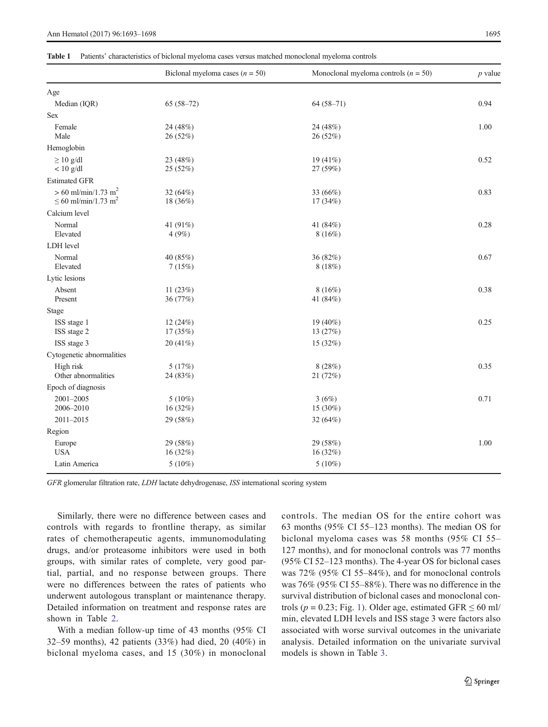**Table 1** Patients' characteristics of biclonal myeloma cases versus matched monoclonal myeloma controls

| | Biclonal myeloma cases ($n = 50$) | Monoclonal myeloma controls ($n = 50$) | $p$ value |
|---|---|---|---|
| Age | | | |
| Median (IQR) | 65 (58–72) | 64 (58–71) | 0.94 |
| Sex | | | |
| Female | 24 (48%) | 24 (48%) | 1.00 |
| Male | 26 (52%) | 26 (52%) | |
| Hemoglobin | | | |
| ≥ 10 g/dl | 23 (48%) | 19 (41%) | 0.52 |
| < 10 g/dl | 25 (52%) | 27 (59%) | |
| Estimated GFR | | | |
| > 60 ml/min/1.73 m$^2$ | 32 (64%) | 33 (66%) | 0.83 |
| ≤ 60 ml/min/1.73 m$^2$ | 18 (36%) | 17 (34%) | |
| Calcium level | | | |
| Normal | 41 (91%) | 41 (84%) | 0.28 |
| Elevated | 4 (9%) | 8 (16%) | |
| LDH level | | | |
| Normal | 40 (85%) | 36 (82%) | 0.67 |
| Elevated | 7 (15%) | 8 (18%) | |
| Lytic lesions | | | |
| Absent | 11 (23%) | 8 (16%) | 0.38 |
| Present | 36 (77%) | 41 (84%) | |
| Stage | | | |
| ISS stage 1 | 12 (24%) | 19 (40%) | 0.25 |
| ISS stage 2 | 17 (35%) | 13 (27%) | |
| ISS stage 3 | 20 (41%) | 15 (32%) | |
| Cytogenetic abnormalities | | | |
| High risk | 5 (17%) | 8 (28%) | 0.35 |
| Other abnormalities | 24 (83%) | 21 (72%) | |
| Epoch of diagnosis | | | |
| 2001–2005 | 5 (10%) | 3 (6%) | 0.71 |
| 2006–2010 | 16 (32%) | 15 (30%) | |
| 2011–2015 | 29 (58%) | 32 (64%) | |
| Region | | | |
| Europe | 29 (58%) | 29 (58%) | 1.00 |
| USA | 16 (32%) | 16 (32%) | |
| Latin America | 5 (10%) | 5 (10%) | |

*GFR* glomerular filtration rate, *LDH* lactate dehydrogenase, *ISS* international scoring system

Similarly, there were no difference between cases and controls with regards to frontline therapy, as similar rates of chemotherapeutic agents, immunomodulating drugs, and/or proteasome inhibitors were used in both groups, with similar rates of complete, very good partial, partial, and no response between groups. There were no differences between the rates of patients who underwent autologous transplant or maintenance therapy. Detailed information on treatment and response rates are shown in Table 2.

With a median follow-up time of 43 months (95% CI 32–59 months), 42 patients (33%) had died, 20 (40%) in biclonal myeloma cases, and 15 (30%) in monoclonal controls. The median OS for the entire cohort was 63 months (95% CI 55–123 months). The median OS for biclonal myeloma cases was 58 months (95% CI 55–127 months), and for monoclonal controls was 77 months (95% CI 52–123 months). The 4-year OS for biclonal cases was 72% (95% CI 55–84%), and for monoclonal controls was 76% (95% CI 55–88%). There was no difference in the survival distribution of biclonal cases and monoclonal controls ($p = 0.23$; Fig. 1). Older age, estimated GFR ≤ 60 ml/min, elevated LDH levels and ISS stage 3 were factors also associated with worse survival outcomes in the univariate analysis. Detailed information on the univariate survival models is shown in Table 3.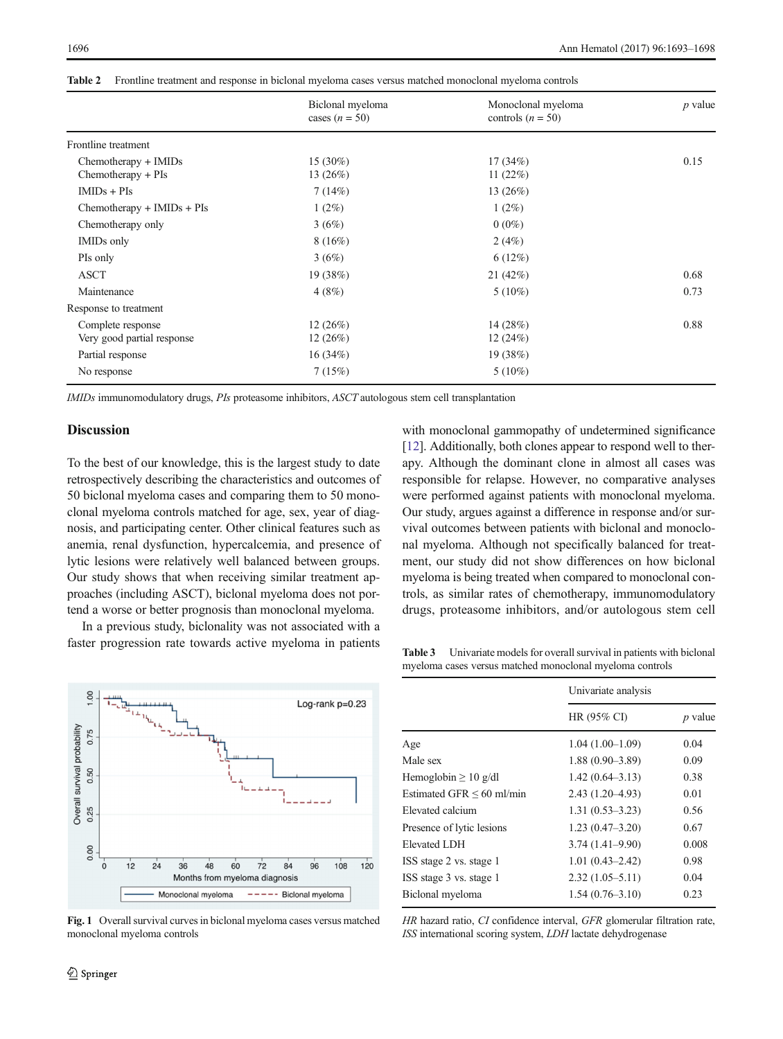**Table 2** Frontline treatment and response in biclonal myeloma cases versus matched monoclonal myeloma controls

| | Biclonal myeloma cases (*n* = 50) | Monoclonal myeloma controls (*n* = 50) | *p* value |
|---|---|---|---|
| Frontline treatment | | | |
| Chemotherapy + IMIDs | 15 (30%) | 17 (34%) | 0.15 |
| Chemotherapy + PIs | 13 (26%) | 11 (22%) | |
| IMIDs + PIs | 7 (14%) | 13 (26%) | |
| Chemotherapy + IMIDs + PIs | 1 (2%) | 1 (2%) | |
| Chemotherapy only | 3 (6%) | 0 (0%) | |
| IMIDs only | 8 (16%) | 2 (4%) | |
| PIs only | 3 (6%) | 6 (12%) | |
| ASCT | 19 (38%) | 21 (42%) | 0.68 |
| Maintenance | 4 (8%) | 5 (10%) | 0.73 |
| Response to treatment | | | |
| Complete response | 12 (26%) | 14 (28%) | 0.88 |
| Very good partial response | 12 (26%) | 12 (24%) | |
| Partial response | 16 (34%) | 19 (38%) | |
| No response | 7 (15%) | 5 (10%) | |

*IMIDs* immunomodulatory drugs, *PIs* proteasome inhibitors, *ASCT* autologous stem cell transplantation

## Discussion

To the best of our knowledge, this is the largest study to date retrospectively describing the characteristics and outcomes of 50 biclonal myeloma cases and comparing them to 50 monoclonal myeloma controls matched for age, sex, year of diagnosis, and participating center. Other clinical features such as anemia, renal dysfunction, hypercalcemia, and presence of lytic lesions were relatively well balanced between groups. Our study shows that when receiving similar treatment approaches (including ASCT), biclonal myeloma does not portend a worse or better prognosis than monoclonal myeloma.

In a previous study, biclonality was not associated with a faster progression rate towards active myeloma in patients with monoclonal gammopathy of undetermined significance [12]. Additionally, both clones appear to respond well to therapy. Although the dominant clone in almost all cases was responsible for relapse. However, no comparative analyses were performed against patients with monoclonal myeloma. Our study, argues against a difference in response and/or survival outcomes between patients with biclonal and monoclonal myeloma. Although not specifically balanced for treatment, our study did not show differences on how biclonal myeloma is being treated when compared to monoclonal controls, as similar rates of chemotherapy, immunomodulatory drugs, proteasome inhibitors, and/or autologous stem cell

**Fig. 1** Overall survival curves in biclonal myeloma cases versus matched monoclonal myeloma controls

**Table 3** Univariate models for overall survival in patients with biclonal myeloma cases versus matched monoclonal myeloma controls

| | Univariate analysis | |
|---|---|---|
| | HR (95% CI) | *p* value |
| Age | 1.04 (1.00–1.09) | 0.04 |
| Male sex | 1.88 (0.90–3.89) | 0.09 |
| Hemoglobin ≥ 10 g/dl | 1.42 (0.64–3.13) | 0.38 |
| Estimated GFR ≤ 60 ml/min | 2.43 (1.20–4.93) | 0.01 |
| Elevated calcium | 1.31 (0.53–3.23) | 0.56 |
| Presence of lytic lesions | 1.23 (0.47–3.20) | 0.67 |
| Elevated LDH | 3.74 (1.41–9.90) | 0.008 |
| ISS stage 2 vs. stage 1 | 1.01 (0.43–2.42) | 0.98 |
| ISS stage 3 vs. stage 1 | 2.32 (1.05–5.11) | 0.04 |
| Biclonal myeloma | 1.54 (0.76–3.10) | 0.23 |

*HR* hazard ratio, *CI* confidence interval, *GFR* glomerular filtration rate, *ISS* international scoring system, *LDH* lactate dehydrogenase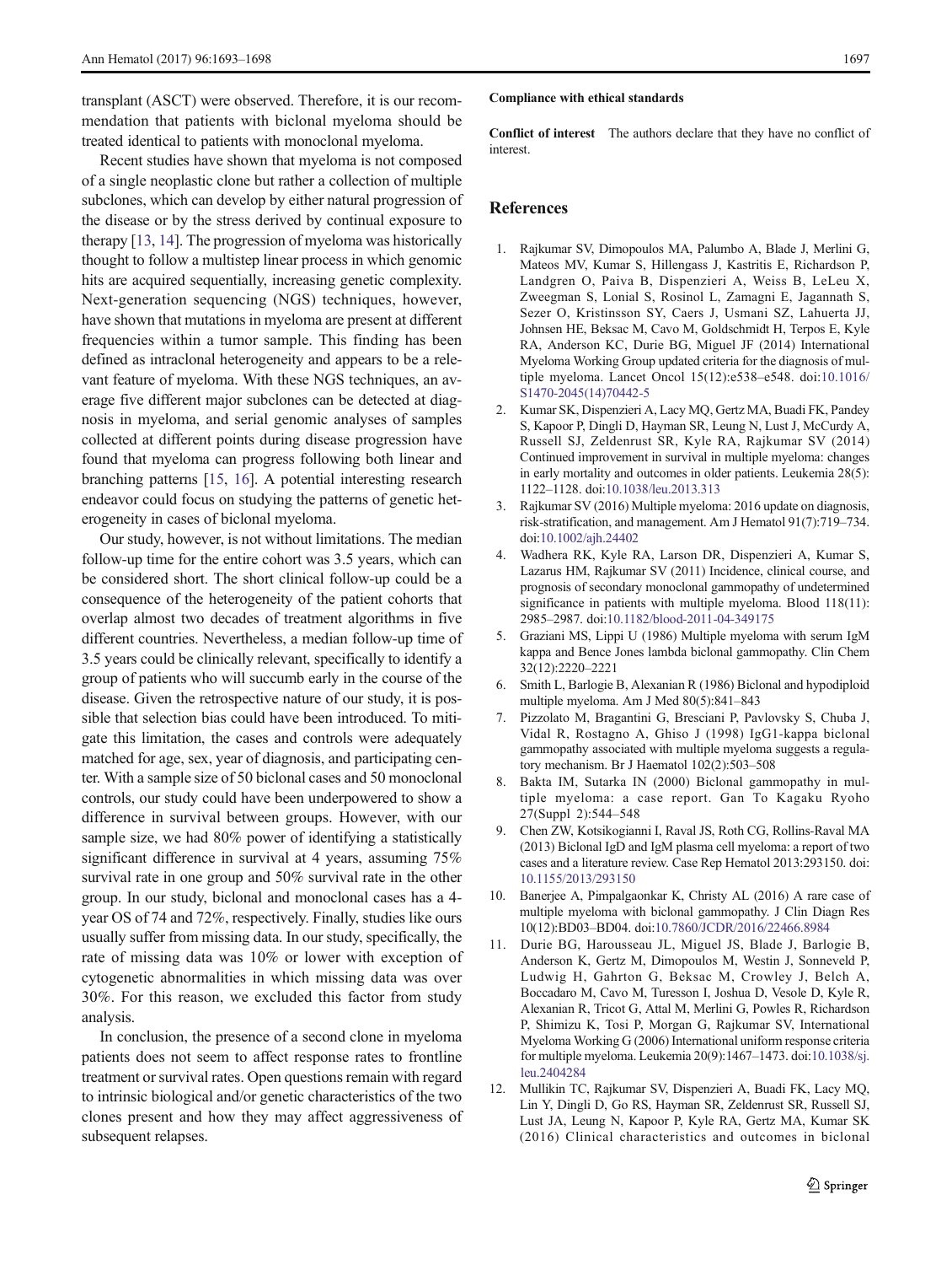transplant (ASCT) were observed. Therefore, it is our recommendation that patients with biclonal myeloma should be treated identical to patients with monoclonal myeloma.

Recent studies have shown that myeloma is not composed of a single neoplastic clone but rather a collection of multiple subclones, which can develop by either natural progression of the disease or by the stress derived by continual exposure to therapy [13, 14]. The progression of myeloma was historically thought to follow a multistep linear process in which genomic hits are acquired sequentially, increasing genetic complexity. Next-generation sequencing (NGS) techniques, however, have shown that mutations in myeloma are present at different frequencies within a tumor sample. This finding has been defined as intraclonal heterogeneity and appears to be a relevant feature of myeloma. With these NGS techniques, an average five different major subclones can be detected at diagnosis in myeloma, and serial genomic analyses of samples collected at different points during disease progression have found that myeloma can progress following both linear and branching patterns [15, 16]. A potential interesting research endeavor could focus on studying the patterns of genetic heterogeneity in cases of biclonal myeloma.

Our study, however, is not without limitations. The median follow-up time for the entire cohort was 3.5 years, which can be considered short. The short clinical follow-up could be a consequence of the heterogeneity of the patient cohorts that overlap almost two decades of treatment algorithms in five different countries. Nevertheless, a median follow-up time of 3.5 years could be clinically relevant, specifically to identify a group of patients who will succumb early in the course of the disease. Given the retrospective nature of our study, it is possible that selection bias could have been introduced. To mitigate this limitation, the cases and controls were adequately matched for age, sex, year of diagnosis, and participating center. With a sample size of 50 biclonal cases and 50 monoclonal controls, our study could have been underpowered to show a difference in survival between groups. However, with our sample size, we had 80% power of identifying a statistically significant difference in survival at 4 years, assuming 75% survival rate in one group and 50% survival rate in the other group. In our study, biclonal and monoclonal cases has a 4-year OS of 74 and 72%, respectively. Finally, studies like ours usually suffer from missing data. In our study, specifically, the rate of missing data was 10% or lower with exception of cytogenetic abnormalities in which missing data was over 30%. For this reason, we excluded this factor from study analysis.

In conclusion, the presence of a second clone in myeloma patients does not seem to affect response rates to frontline treatment or survival rates. Open questions remain with regard to intrinsic biological and/or genetic characteristics of the two clones present and how they may affect aggressiveness of subsequent relapses.

**Compliance with ethical standards**

**Conflict of interest** The authors declare that they have no conflict of interest.

## References

1. Rajkumar SV, Dimopoulos MA, Palumbo A, Blade J, Merlini G, Mateos MV, Kumar S, Hillengass J, Kastritis E, Richardson P, Landgren O, Paiva B, Dispenzieri A, Weiss B, LeLeu X, Zweegman S, Lonial S, Rosinol L, Zamagni E, Jagannath S, Sezer O, Kristinsson SY, Caers J, Usmani SZ, Lahuerta JJ, Johnsen HE, Beksac M, Cavo M, Goldschmidt H, Terpos E, Kyle RA, Anderson KC, Durie BG, Miguel JF (2014) International Myeloma Working Group updated criteria for the diagnosis of multiple myeloma. Lancet Oncol 15(12):e538–e548. doi:10.1016/S1470-2045(14)70442-5
2. Kumar SK, Dispenzieri A, Lacy MQ, Gertz MA, Buadi FK, Pandey S, Kapoor P, Dingli D, Hayman SR, Leung N, Lust J, McCurdy A, Russell SJ, Zeldenrust SR, Kyle RA, Rajkumar SV (2014) Continued improvement in survival in multiple myeloma: changes in early mortality and outcomes in older patients. Leukemia 28(5): 1122–1128. doi:10.1038/leu.2013.313
3. Rajkumar SV (2016) Multiple myeloma: 2016 update on diagnosis, risk-stratification, and management. Am J Hematol 91(7):719–734. doi:10.1002/ajh.24402
4. Wadhera RK, Kyle RA, Larson DR, Dispenzieri A, Kumar S, Lazarus HM, Rajkumar SV (2011) Incidence, clinical course, and prognosis of secondary monoclonal gammopathy of undetermined significance in patients with multiple myeloma. Blood 118(11): 2985–2987. doi:10.1182/blood-2011-04-349175
5. Graziani MS, Lippi U (1986) Multiple myeloma with serum IgM kappa and Bence Jones lambda biclonal gammopathy. Clin Chem 32(12):2220–2221
6. Smith L, Barlogie B, Alexanian R (1986) Biclonal and hypodiploid multiple myeloma. Am J Med 80(5):841–843
7. Pizzolato M, Bragantini G, Bresciani P, Pavlovsky S, Chuba J, Vidal R, Rostagno A, Ghiso J (1998) IgG1-kappa biclonal gammopathy associated with multiple myeloma suggests a regulatory mechanism. Br J Haematol 102(2):503–508
8. Bakta IM, Sutarka IN (2000) Biclonal gammopathy in multiple myeloma: a case report. Gan To Kagaku Ryoho 27(Suppl 2):544–548
9. Chen ZW, Kotsikogianni I, Raval JS, Roth CG, Rollins-Raval MA (2013) Biclonal IgD and IgM plasma cell myeloma: a report of two cases and a literature review. Case Rep Hematol 2013:293150. doi:10.1155/2013/293150
10. Banerjee A, Pimpalgaonkar K, Christy AL (2016) A rare case of multiple myeloma with biclonal gammopathy. J Clin Diagn Res 10(12):BD03–BD04. doi:10.7860/JCDR/2016/22466.8984
11. Durie BG, Harousseau JL, Miguel JS, Blade J, Barlogie B, Anderson K, Gertz M, Dimopoulos M, Westin J, Sonneveld P, Ludwig H, Gahrton G, Beksac M, Crowley J, Belch A, Boccadaro M, Cavo M, Turesson I, Joshua D, Vesole D, Kyle R, Alexanian R, Tricot G, Attal M, Merlini G, Powles R, Richardson P, Shimizu K, Tosi P, Morgan G, Rajkumar SV, International Myeloma Working G (2006) International uniform response criteria for multiple myeloma. Leukemia 20(9):1467–1473. doi:10.1038/sj.leu.2404284
12. Mullikin TC, Rajkumar SV, Dispenzieri A, Buadi FK, Lacy MQ, Lin Y, Dingli D, Go RS, Hayman SR, Zeldenrust SR, Russell SJ, Lust JA, Leung N, Kapoor P, Kyle RA, Gertz MA, Kumar SK (2016) Clinical characteristics and outcomes in biclonal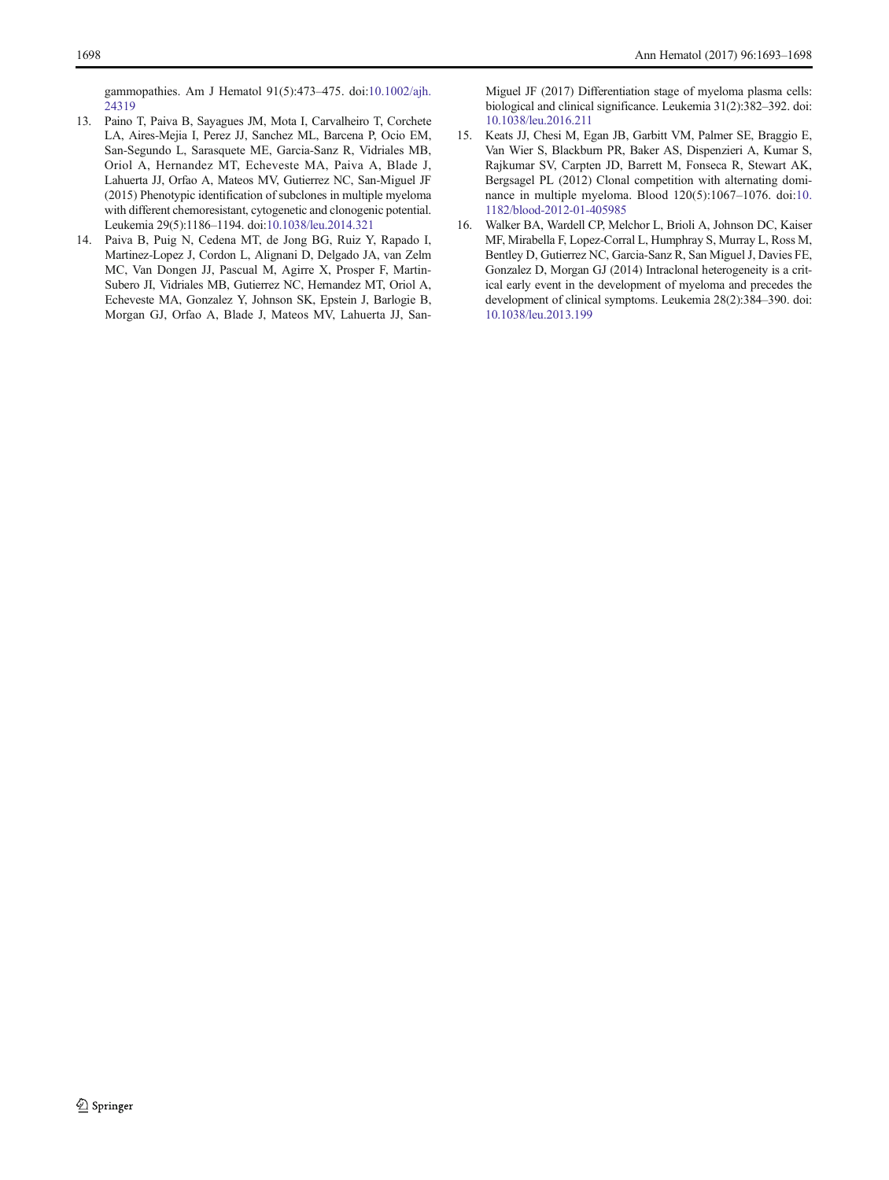gammopathies. Am J Hematol 91(5):473–475. doi:10.1002/ajh.24319

13. Paino T, Paiva B, Sayagues JM, Mota I, Carvalheiro T, Corchete LA, Aires-Mejia I, Perez JJ, Sanchez ML, Barcena P, Ocio EM, San-Segundo L, Sarasquete ME, Garcia-Sanz R, Vidriales MB, Oriol A, Hernandez MT, Echeveste MA, Paiva A, Blade J, Lahuerta JJ, Orfao A, Mateos MV, Gutierrez NC, San-Miguel JF (2015) Phenotypic identification of subclones in multiple myeloma with different chemoresistant, cytogenetic and clonogenic potential. Leukemia 29(5):1186–1194. doi:10.1038/leu.2014.321
14. Paiva B, Puig N, Cedena MT, de Jong BG, Ruiz Y, Rapado I, Martinez-Lopez J, Cordon L, Alignani D, Delgado JA, van Zelm MC, Van Dongen JJ, Pascual M, Agirre X, Prosper F, Martin-Subero JI, Vidriales MB, Gutierrez NC, Hernandez MT, Oriol A, Echeveste MA, Gonzalez Y, Johnson SK, Epstein J, Barlogie B, Morgan GJ, Orfao A, Blade J, Mateos MV, Lahuerta JJ, San-Miguel JF (2017) Differentiation stage of myeloma plasma cells: biological and clinical significance. Leukemia 31(2):382–392. doi:10.1038/leu.2016.211
15. Keats JJ, Chesi M, Egan JB, Garbitt VM, Palmer SE, Braggio E, Van Wier S, Blackburn PR, Baker AS, Dispenzieri A, Kumar S, Rajkumar SV, Carpten JD, Barrett M, Fonseca R, Stewart AK, Bergsagel PL (2012) Clonal competition with alternating dominance in multiple myeloma. Blood 120(5):1067–1076. doi:10.1182/blood-2012-01-405985
16. Walker BA, Wardell CP, Melchor L, Brioli A, Johnson DC, Kaiser MF, Mirabella F, Lopez-Corral L, Humphray S, Murray L, Ross M, Bentley D, Gutierrez NC, Garcia-Sanz R, San Miguel J, Davies FE, Gonzalez D, Morgan GJ (2014) Intraclonal heterogeneity is a critical early event in the development of myeloma and precedes the development of clinical symptoms. Leukemia 28(2):384–390. doi:10.1038/leu.2013.199